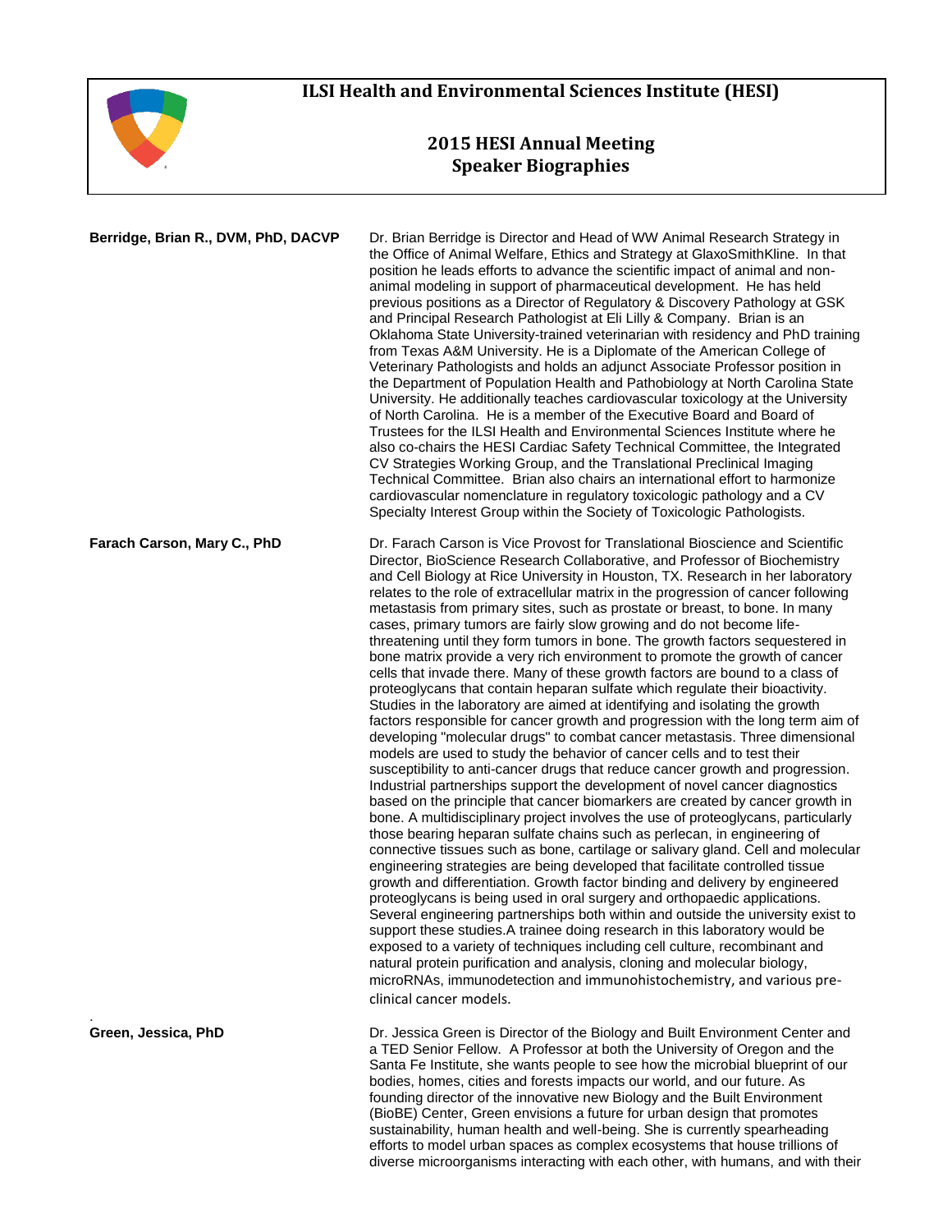# ILSI Health and Environmental Sciences Institute (HESI)

## 2015 HESI Annual Meeting
## Speaker Biographies

**Berridge, Brian R., DVM, PhD, DACVP**

Dr. Brian Berridge is Director and Head of WW Animal Research Strategy in the Office of Animal Welfare, Ethics and Strategy at GlaxoSmithKline. In that position he leads efforts to advance the scientific impact of animal and non-animal modeling in support of pharmaceutical development. He has held previous positions as a Director of Regulatory & Discovery Pathology at GSK and Principal Research Pathologist at Eli Lilly & Company. Brian is an Oklahoma State University-trained veterinarian with residency and PhD training from Texas A&M University. He is a Diplomate of the American College of Veterinary Pathologists and holds an adjunct Associate Professor position in the Department of Population Health and Pathobiology at North Carolina State University. He additionally teaches cardiovascular toxicology at the University of North Carolina. He is a member of the Executive Board and Board of Trustees for the ILSI Health and Environmental Sciences Institute where he also co-chairs the HESI Cardiac Safety Technical Committee, the Integrated CV Strategies Working Group, and the Translational Preclinical Imaging Technical Committee. Brian also chairs an international effort to harmonize cardiovascular nomenclature in regulatory toxicologic pathology and a CV Specialty Interest Group within the Society of Toxicologic Pathologists.

**Farach Carson, Mary C., PhD**

Dr. Farach Carson is Vice Provost for Translational Bioscience and Scientific Director, BioScience Research Collaborative, and Professor of Biochemistry and Cell Biology at Rice University in Houston, TX. Research in her laboratory relates to the role of extracellular matrix in the progression of cancer following metastasis from primary sites, such as prostate or breast, to bone. In many cases, primary tumors are fairly slow growing and do not become life-threatening until they form tumors in bone. The growth factors sequestered in bone matrix provide a very rich environment to promote the growth of cancer cells that invade there. Many of these growth factors are bound to a class of proteoglycans that contain heparan sulfate which regulate their bioactivity. Studies in the laboratory are aimed at identifying and isolating the growth factors responsible for cancer growth and progression with the long term aim of developing "molecular drugs" to combat cancer metastasis. Three dimensional models are used to study the behavior of cancer cells and to test their susceptibility to anti-cancer drugs that reduce cancer growth and progression. Industrial partnerships support the development of novel cancer diagnostics based on the principle that cancer biomarkers are created by cancer growth in bone. A multidisciplinary project involves the use of proteoglycans, particularly those bearing heparan sulfate chains such as perlecan, in engineering of connective tissues such as bone, cartilage or salivary gland. Cell and molecular engineering strategies are being developed that facilitate controlled tissue growth and differentiation. Growth factor binding and delivery by engineered proteoglycans is being used in oral surgery and orthopaedic applications. Several engineering partnerships both within and outside the university exist to support these studies.A trainee doing research in this laboratory would be exposed to a variety of techniques including cell culture, recombinant and natural protein purification and analysis, cloning and molecular biology, microRNAs, immunodetection and immunohistochemistry, and various pre-clinical cancer models.

**Green, Jessica, PhD**

Dr. Jessica Green is Director of the Biology and Built Environment Center and a TED Senior Fellow. A Professor at both the University of Oregon and the Santa Fe Institute, she wants people to see how the microbial blueprint of our bodies, homes, cities and forests impacts our world, and our future. As founding director of the innovative new Biology and the Built Environment (BioBE) Center, Green envisions a future for urban design that promotes sustainability, human health and well-being. She is currently spearheading efforts to model urban spaces as complex ecosystems that house trillions of diverse microorganisms interacting with each other, with humans, and with their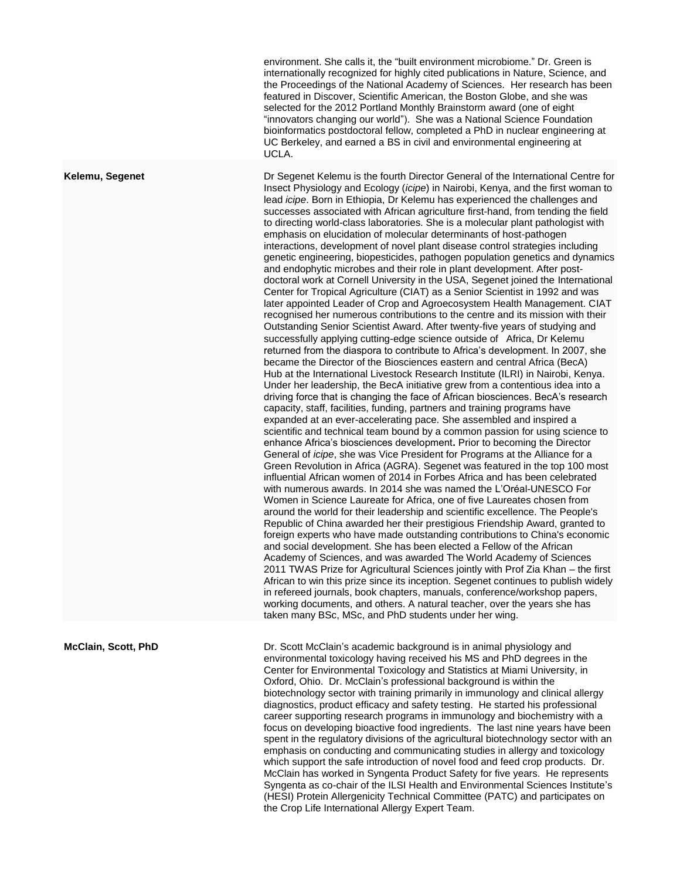environment. She calls it, the "built environment microbiome." Dr. Green is internationally recognized for highly cited publications in Nature, Science, and the Proceedings of the National Academy of Sciences. Her research has been featured in Discover, Scientific American, the Boston Globe, and she was selected for the 2012 Portland Monthly Brainstorm award (one of eight "innovators changing our world"). She was a National Science Foundation bioinformatics postdoctoral fellow, completed a PhD in nuclear engineering at UC Berkeley, and earned a BS in civil and environmental engineering at UCLA.

| | |
|---|---|
| **Kelemu, Segenet** | Dr Segenet Kelemu is the fourth Director General of the International Centre for Insect Physiology and Ecology (*icipe*) in Nairobi, Kenya, and the first woman to lead *icipe*. Born in Ethiopia, Dr Kelemu has experienced the challenges and successes associated with African agriculture first-hand, from tending the field to directing world-class laboratories. She is a molecular plant pathologist with emphasis on elucidation of molecular determinants of host-pathogen interactions, development of novel plant disease control strategies including genetic engineering, biopesticides, pathogen population genetics and dynamics and endophytic microbes and their role in plant development. After post-doctoral work at Cornell University in the USA, Segenet joined the International Center for Tropical Agriculture (CIAT) as a Senior Scientist in 1992 and was later appointed Leader of Crop and Agroecosystem Health Management. CIAT recognised her numerous contributions to the centre and its mission with their Outstanding Senior Scientist Award. After twenty-five years of studying and successfully applying cutting-edge science outside of Africa, Dr Kelemu returned from the diaspora to contribute to Africa's development. In 2007, she became the Director of the Biosciences eastern and central Africa (BecA) Hub at the International Livestock Research Institute (ILRI) in Nairobi, Kenya. Under her leadership, the BecA initiative grew from a contentious idea into a driving force that is changing the face of African biosciences. BecA's research capacity, staff, facilities, funding, partners and training programs have expanded at an ever-accelerating pace. She assembled and inspired a scientific and technical team bound by a common passion for using science to enhance Africa's biosciences development**.** Prior to becoming the Director General of *icipe*, she was Vice President for Programs at the Alliance for a Green Revolution in Africa (AGRA). Segenet was featured in the top 100 most influential African women of 2014 in Forbes Africa and has been celebrated with numerous awards. In 2014 she was named the L'Oréal-UNESCO For Women in Science Laureate for Africa, one of five Laureates chosen from around the world for their leadership and scientific excellence. The People's Republic of China awarded her their prestigious Friendship Award, granted to foreign experts who have made outstanding contributions to China's economic and social development. She has been elected a Fellow of the African Academy of Sciences, and was awarded The World Academy of Sciences 2011 TWAS Prize for Agricultural Sciences jointly with Prof Zia Khan – the first African to win this prize since its inception. Segenet continues to publish widely in refereed journals, book chapters, manuals, conference/workshop papers, working documents, and others. A natural teacher, over the years she has taken many BSc, MSc, and PhD students under her wing. |
| **McClain, Scott, PhD** | Dr. Scott McClain's academic background is in animal physiology and environmental toxicology having received his MS and PhD degrees in the Center for Environmental Toxicology and Statistics at Miami University, in Oxford, Ohio. Dr. McClain's professional background is within the biotechnology sector with training primarily in immunology and clinical allergy diagnostics, product efficacy and safety testing. He started his professional career supporting research programs in immunology and biochemistry with a focus on developing bioactive food ingredients. The last nine years have been spent in the regulatory divisions of the agricultural biotechnology sector with an emphasis on conducting and communicating studies in allergy and toxicology which support the safe introduction of novel food and feed crop products. Dr. McClain has worked in Syngenta Product Safety for five years. He represents Syngenta as co-chair of the ILSI Health and Environmental Sciences Institute's (HESI) Protein Allergenicity Technical Committee (PATC) and participates on the Crop Life International Allergy Expert Team. |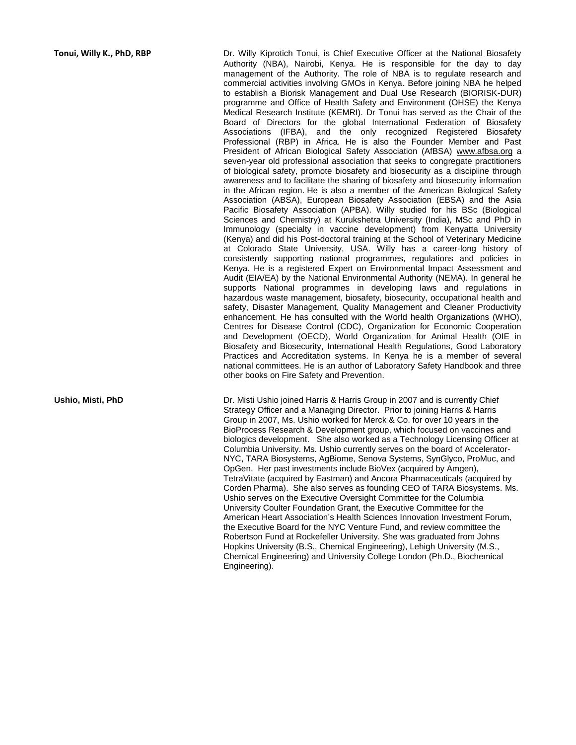**Tonui, Willy K., PhD, RBP**

Dr. Willy Kiprotich Tonui, is Chief Executive Officer at the National Biosafety Authority (NBA), Nairobi, Kenya. He is responsible for the day to day management of the Authority. The role of NBA is to regulate research and commercial activities involving GMOs in Kenya. Before joining NBA he helped to establish a Biorisk Management and Dual Use Research (BIORISK-DUR) programme and Office of Health Safety and Environment (OHSE) the Kenya Medical Research Institute (KEMRI). Dr Tonui has served as the Chair of the Board of Directors for the global International Federation of Biosafety Associations (IFBA), and the only recognized Registered Biosafety Professional (RBP) in Africa. He is also the Founder Member and Past President of African Biological Safety Association (AfBSA) www.afbsa.org a seven-year old professional association that seeks to congregate practitioners of biological safety, promote biosafety and biosecurity as a discipline through awareness and to facilitate the sharing of biosafety and biosecurity information in the African region. He is also a member of the American Biological Safety Association (ABSA), European Biosafety Association (EBSA) and the Asia Pacific Biosafety Association (APBA). Willy studied for his BSc (Biological Sciences and Chemistry) at Kurukshetra University (India), MSc and PhD in Immunology (specialty in vaccine development) from Kenyatta University (Kenya) and did his Post-doctoral training at the School of Veterinary Medicine at Colorado State University, USA. Willy has a career-long history of consistently supporting national programmes, regulations and policies in Kenya. He is a registered Expert on Environmental Impact Assessment and Audit (EIA/EA) by the National Environmental Authority (NEMA). In general he supports National programmes in developing laws and regulations in hazardous waste management, biosafety, biosecurity, occupational health and safety, Disaster Management, Quality Management and Cleaner Productivity enhancement. He has consulted with the World health Organizations (WHO), Centres for Disease Control (CDC), Organization for Economic Cooperation and Development (OECD), World Organization for Animal Health (OIE in Biosafety and Biosecurity, International Health Regulations, Good Laboratory Practices and Accreditation systems. In Kenya he is a member of several national committees. He is an author of Laboratory Safety Handbook and three other books on Fire Safety and Prevention.

**Ushio, Misti, PhD**

Dr. Misti Ushio joined Harris & Harris Group in 2007 and is currently Chief Strategy Officer and a Managing Director. Prior to joining Harris & Harris Group in 2007, Ms. Ushio worked for Merck & Co. for over 10 years in the BioProcess Research & Development group, which focused on vaccines and biologics development. She also worked as a Technology Licensing Officer at Columbia University. Ms. Ushio currently serves on the board of Accelerator-NYC, TARA Biosystems, AgBiome, Senova Systems, SynGlyco, ProMuc, and OpGen. Her past investments include BioVex (acquired by Amgen), TetraVitate (acquired by Eastman) and Ancora Pharmaceuticals (acquired by Corden Pharma). She also serves as founding CEO of TARA Biosystems. Ms. Ushio serves on the Executive Oversight Committee for the Columbia University Coulter Foundation Grant, the Executive Committee for the American Heart Association's Health Sciences Innovation Investment Forum, the Executive Board for the NYC Venture Fund, and review committee the Robertson Fund at Rockefeller University. She was graduated from Johns Hopkins University (B.S., Chemical Engineering), Lehigh University (M.S., Chemical Engineering) and University College London (Ph.D., Biochemical Engineering).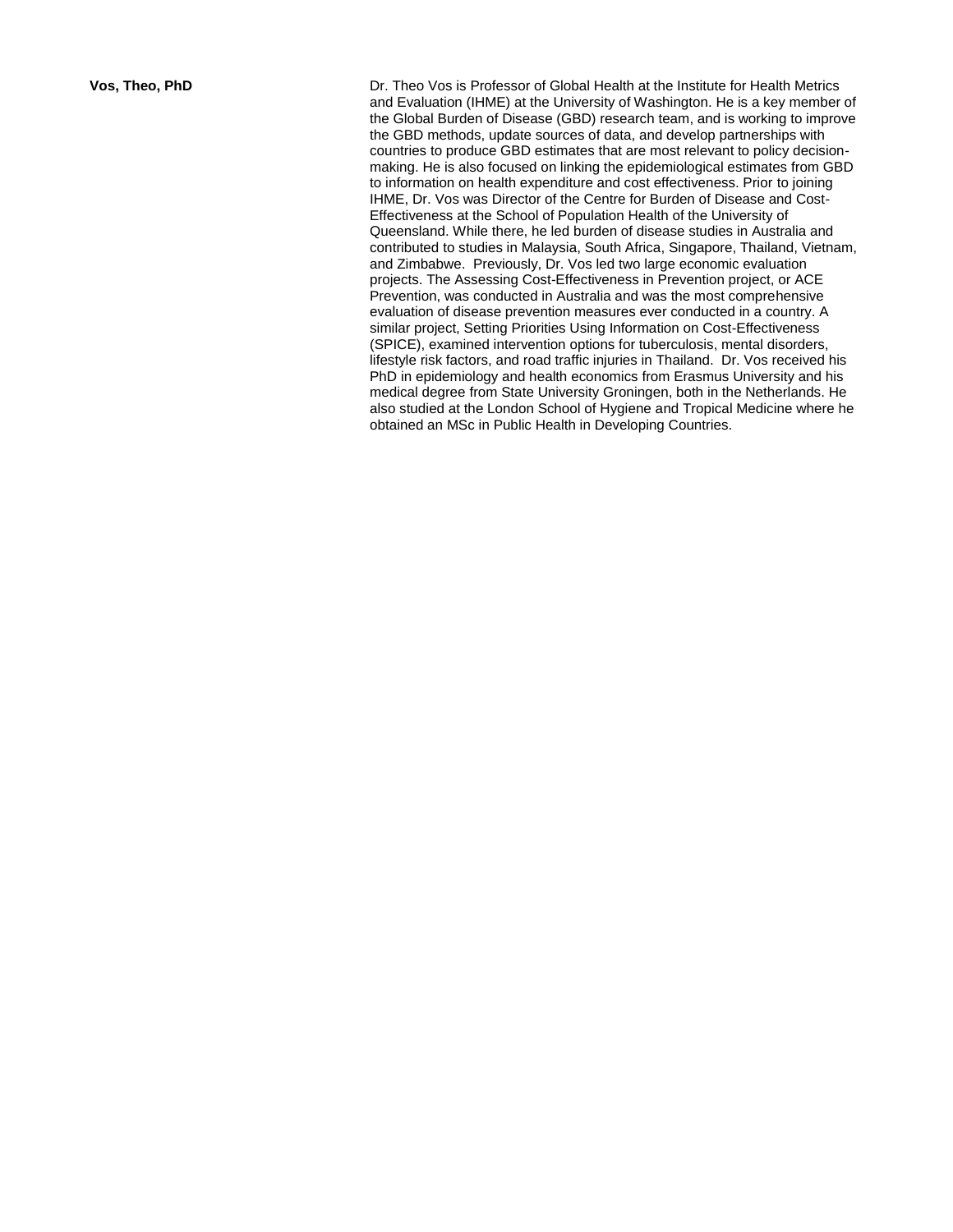**Vos, Theo, PhD**

Dr. Theo Vos is Professor of Global Health at the Institute for Health Metrics and Evaluation (IHME) at the University of Washington. He is a key member of the Global Burden of Disease (GBD) research team, and is working to improve the GBD methods, update sources of data, and develop partnerships with countries to produce GBD estimates that are most relevant to policy decision-making. He is also focused on linking the epidemiological estimates from GBD to information on health expenditure and cost effectiveness. Prior to joining IHME, Dr. Vos was Director of the Centre for Burden of Disease and Cost-Effectiveness at the School of Population Health of the University of Queensland. While there, he led burden of disease studies in Australia and contributed to studies in Malaysia, South Africa, Singapore, Thailand, Vietnam, and Zimbabwe. Previously, Dr. Vos led two large economic evaluation projects. The Assessing Cost-Effectiveness in Prevention project, or ACE Prevention, was conducted in Australia and was the most comprehensive evaluation of disease prevention measures ever conducted in a country. A similar project, Setting Priorities Using Information on Cost-Effectiveness (SPICE), examined intervention options for tuberculosis, mental disorders, lifestyle risk factors, and road traffic injuries in Thailand. Dr. Vos received his PhD in epidemiology and health economics from Erasmus University and his medical degree from State University Groningen, both in the Netherlands. He also studied at the London School of Hygiene and Tropical Medicine where he obtained an MSc in Public Health in Developing Countries.